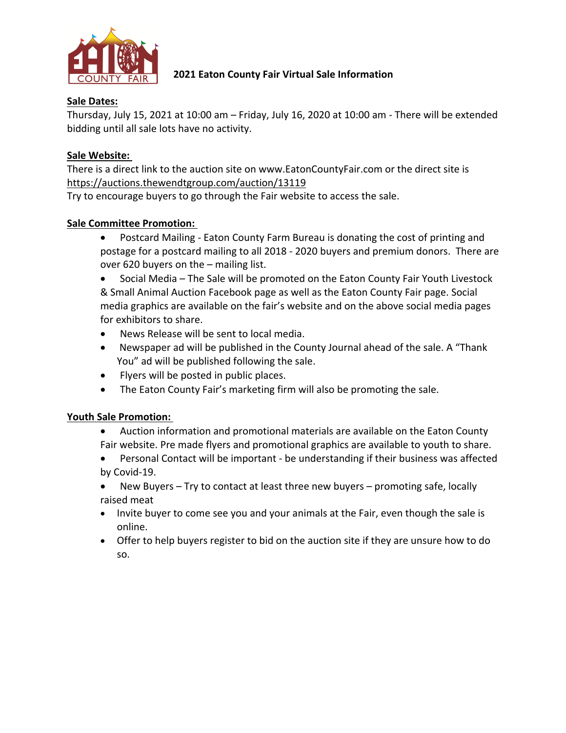# 2021 Eaton County Fair Virtual Sale Information

**Sale Dates:**

Thursday, July 15, 2021 at 10:00 am – Friday, July 16, 2020 at 10:00 am - There will be extended bidding until all sale lots have no activity.

**Sale Website:**

There is a direct link to the auction site on www.EatonCountyFair.com or the direct site is https://auctions.thewendtgroup.com/auction/13119

Try to encourage buyers to go through the Fair website to access the sale.

**Sale Committee Promotion:**

- Postcard Mailing - Eaton County Farm Bureau is donating the cost of printing and postage for a postcard mailing to all 2018 - 2020 buyers and premium donors. There are over 620 buyers on the – mailing list.
- Social Media – The Sale will be promoted on the Eaton County Fair Youth Livestock & Small Animal Auction Facebook page as well as the Eaton County Fair page. Social media graphics are available on the fair's website and on the above social media pages for exhibitors to share.
- News Release will be sent to local media.
- Newspaper ad will be published in the County Journal ahead of the sale. A "Thank You" ad will be published following the sale.
- Flyers will be posted in public places.
- The Eaton County Fair's marketing firm will also be promoting the sale.

**Youth Sale Promotion:**

- Auction information and promotional materials are available on the Eaton County Fair website. Pre made flyers and promotional graphics are available to youth to share.
- Personal Contact will be important - be understanding if their business was affected by Covid-19.
- New Buyers – Try to contact at least three new buyers – promoting safe, locally raised meat
- Invite buyer to come see you and your animals at the Fair, even though the sale is online.
- Offer to help buyers register to bid on the auction site if they are unsure how to do so.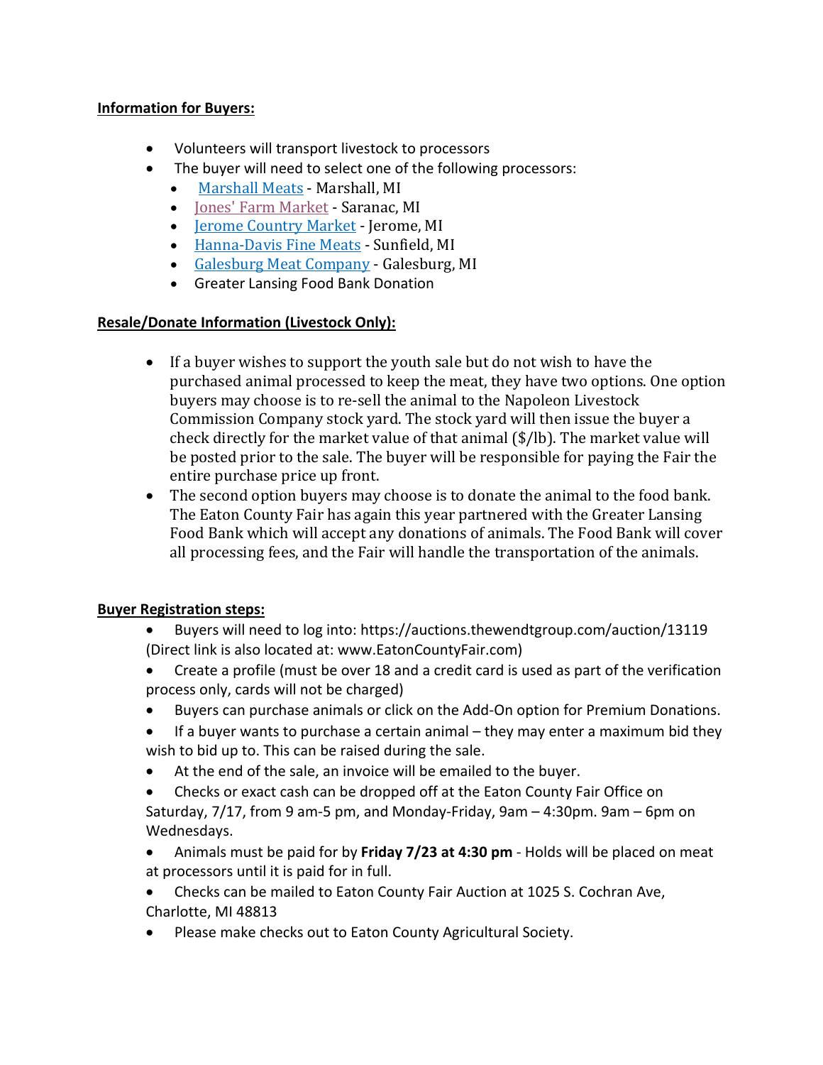**Information for Buyers:**

- Volunteers will transport livestock to processors
- The buyer will need to select one of the following processors:
  - Marshall Meats - Marshall, MI
  - Jones' Farm Market - Saranac, MI
  - Jerome Country Market - Jerome, MI
  - Hanna-Davis Fine Meats - Sunfield, MI
  - Galesburg Meat Company - Galesburg, MI
  - Greater Lansing Food Bank Donation

**Resale/Donate Information (Livestock Only):**

- If a buyer wishes to support the youth sale but do not wish to have the purchased animal processed to keep the meat, they have two options. One option buyers may choose is to re-sell the animal to the Napoleon Livestock Commission Company stock yard. The stock yard will then issue the buyer a check directly for the market value of that animal ($/lb). The market value will be posted prior to the sale. The buyer will be responsible for paying the Fair the entire purchase price up front.
- The second option buyers may choose is to donate the animal to the food bank. The Eaton County Fair has again this year partnered with the Greater Lansing Food Bank which will accept any donations of animals. The Food Bank will cover all processing fees, and the Fair will handle the transportation of the animals.

**Buyer Registration steps:**

- Buyers will need to log into: https://auctions.thewendtgroup.com/auction/13119 (Direct link is also located at: www.EatonCountyFair.com)
- Create a profile (must be over 18 and a credit card is used as part of the verification process only, cards will not be charged)
- Buyers can purchase animals or click on the Add-On option for Premium Donations.
- If a buyer wants to purchase a certain animal – they may enter a maximum bid they wish to bid up to. This can be raised during the sale.
- At the end of the sale, an invoice will be emailed to the buyer.
- Checks or exact cash can be dropped off at the Eaton County Fair Office on Saturday, 7/17, from 9 am-5 pm, and Monday-Friday, 9am – 4:30pm. 9am – 6pm on Wednesdays.
- Animals must be paid for by **Friday 7/23 at 4:30 pm** - Holds will be placed on meat at processors until it is paid for in full.
- Checks can be mailed to Eaton County Fair Auction at 1025 S. Cochran Ave, Charlotte, MI 48813
- Please make checks out to Eaton County Agricultural Society.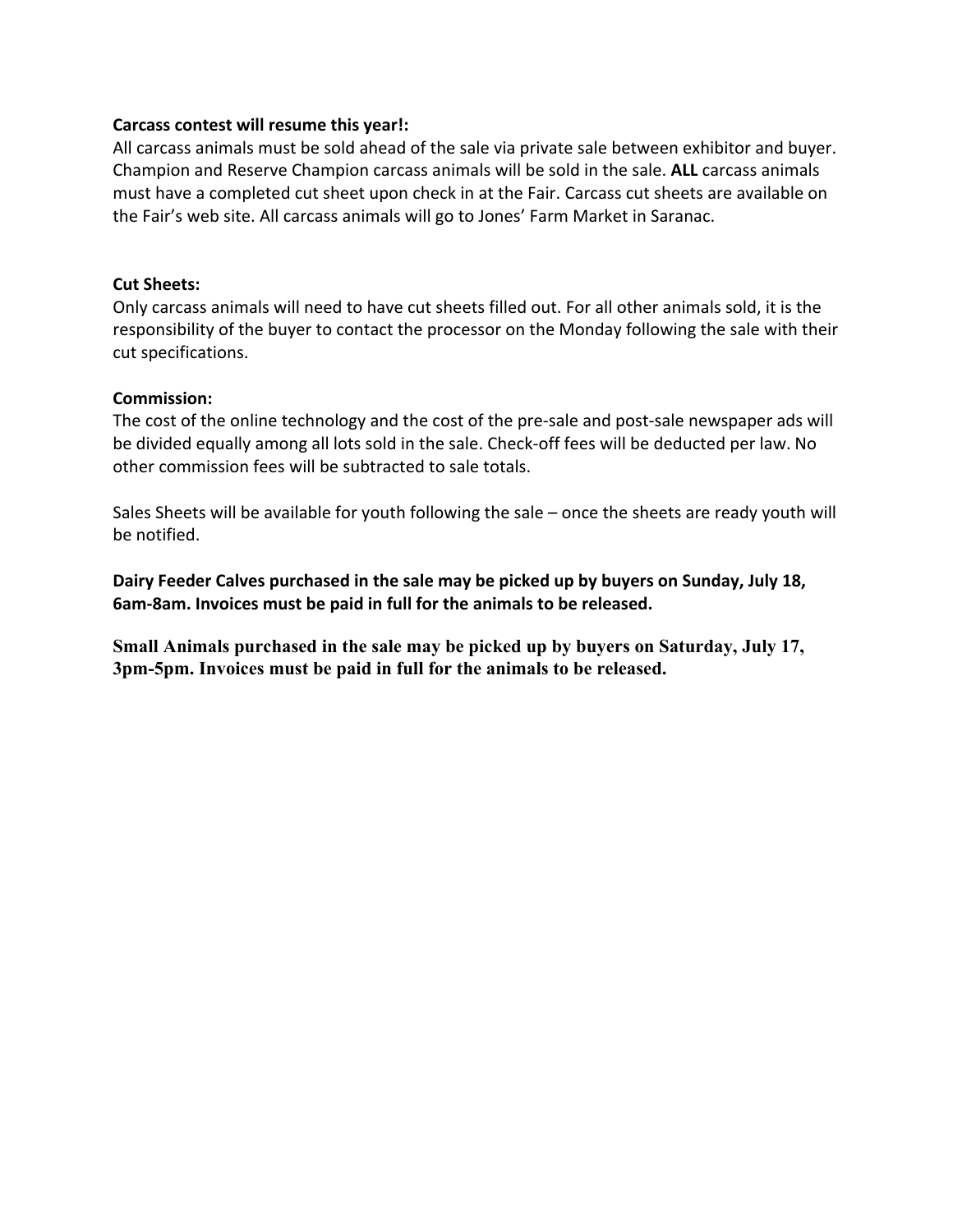**Carcass contest will resume this year!:**

All carcass animals must be sold ahead of the sale via private sale between exhibitor and buyer. Champion and Reserve Champion carcass animals will be sold in the sale. **ALL** carcass animals must have a completed cut sheet upon check in at the Fair. Carcass cut sheets are available on the Fair's web site. All carcass animals will go to Jones' Farm Market in Saranac.

**Cut Sheets:**

Only carcass animals will need to have cut sheets filled out. For all other animals sold, it is the responsibility of the buyer to contact the processor on the Monday following the sale with their cut specifications.

**Commission:**

The cost of the online technology and the cost of the pre-sale and post-sale newspaper ads will be divided equally among all lots sold in the sale. Check-off fees will be deducted per law. No other commission fees will be subtracted to sale totals.

Sales Sheets will be available for youth following the sale – once the sheets are ready youth will be notified.

**Dairy Feeder Calves purchased in the sale may be picked up by buyers on Sunday, July 18, 6am-8am. Invoices must be paid in full for the animals to be released.**

**Small Animals purchased in the sale may be picked up by buyers on Saturday, July 17, 3pm-5pm. Invoices must be paid in full for the animals to be released.**